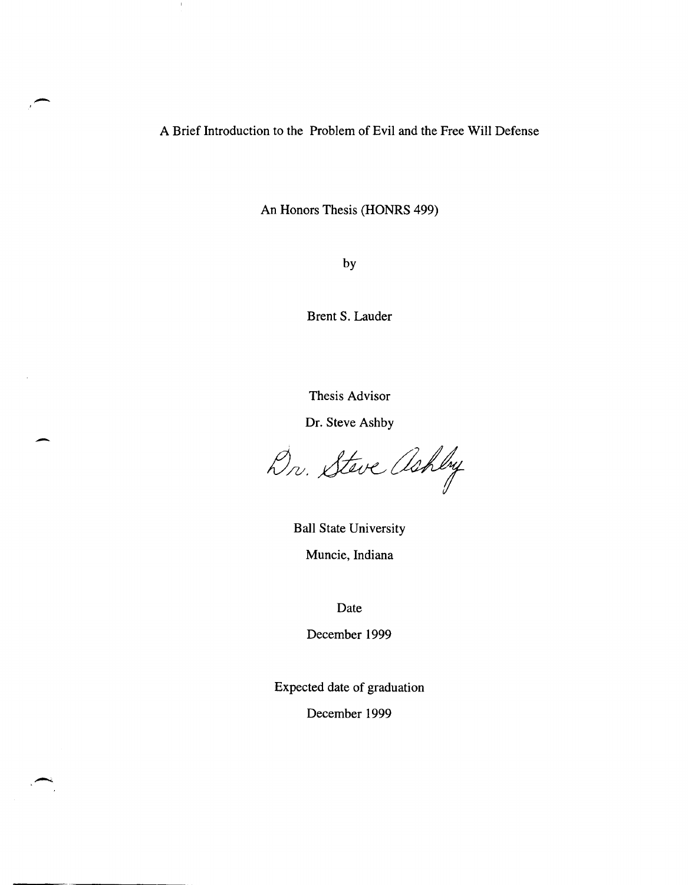# A Brief Introduction to the Problem of Evil and the Free Will Defense

An Honors Thesis (HONRS 499)

by

Brent S. Lauder

Thesis Advisor

Dr. Steve Ashby

Dr. Steve Ashby

Ball State University

Muncie, Indiana

Date

December 1999

Expected date of graduation

December 1999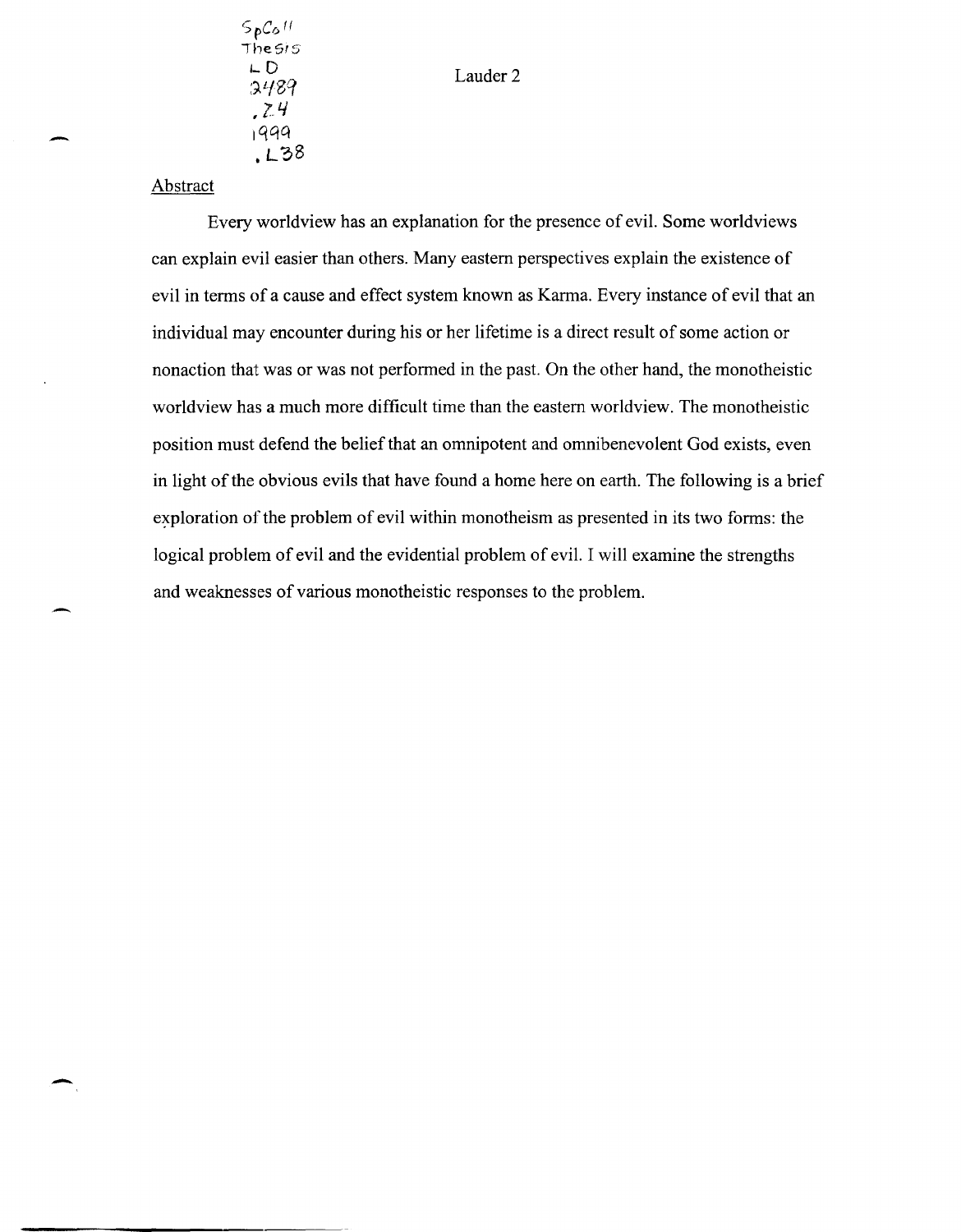## Abstract

Every worldview has an explanation for the presence of evil. Some worldviews can explain evil easier than others. Many eastern perspectives explain the existence of evil in terms of a cause and effect system known as Karma. Every instance of evil that an individual may encounter during his or her lifetime is a direct result of some action or nonaction that was or was not performed in the past. On the other hand, the monotheistic worldview has a much more difficult time than the eastern worldview. The monotheistic position must defend the belief that an omnipotent and omnibenevolent God exists, even in light of the obvious evils that have found a home here on earth. The following is a brief exploration of the problem of evil within monotheism as presented in its two forms: the logical problem of evil and the evidential problem of evil. I will examine the strengths and weaknesses of various monotheistic responses to the problem.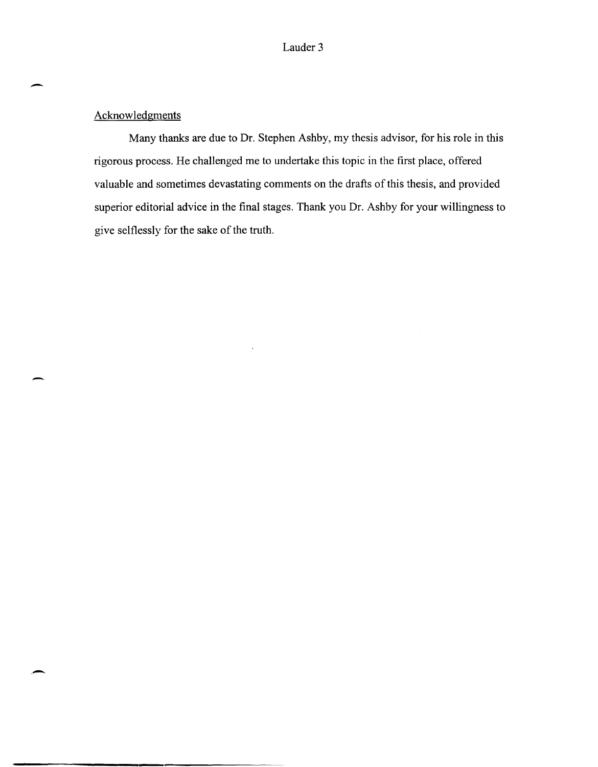## Acknowledgments

Many thanks are due to Dr. Stephen Ashby, my thesis advisor, for his role in this rigorous process. He challenged me to undertake this topic in the first place, offered valuable and sometimes devastating comments on the drafts of this thesis, and provided superior editorial advice in the final stages. Thank you Dr. Ashby for your willingness to give selflessly for the sake of the truth.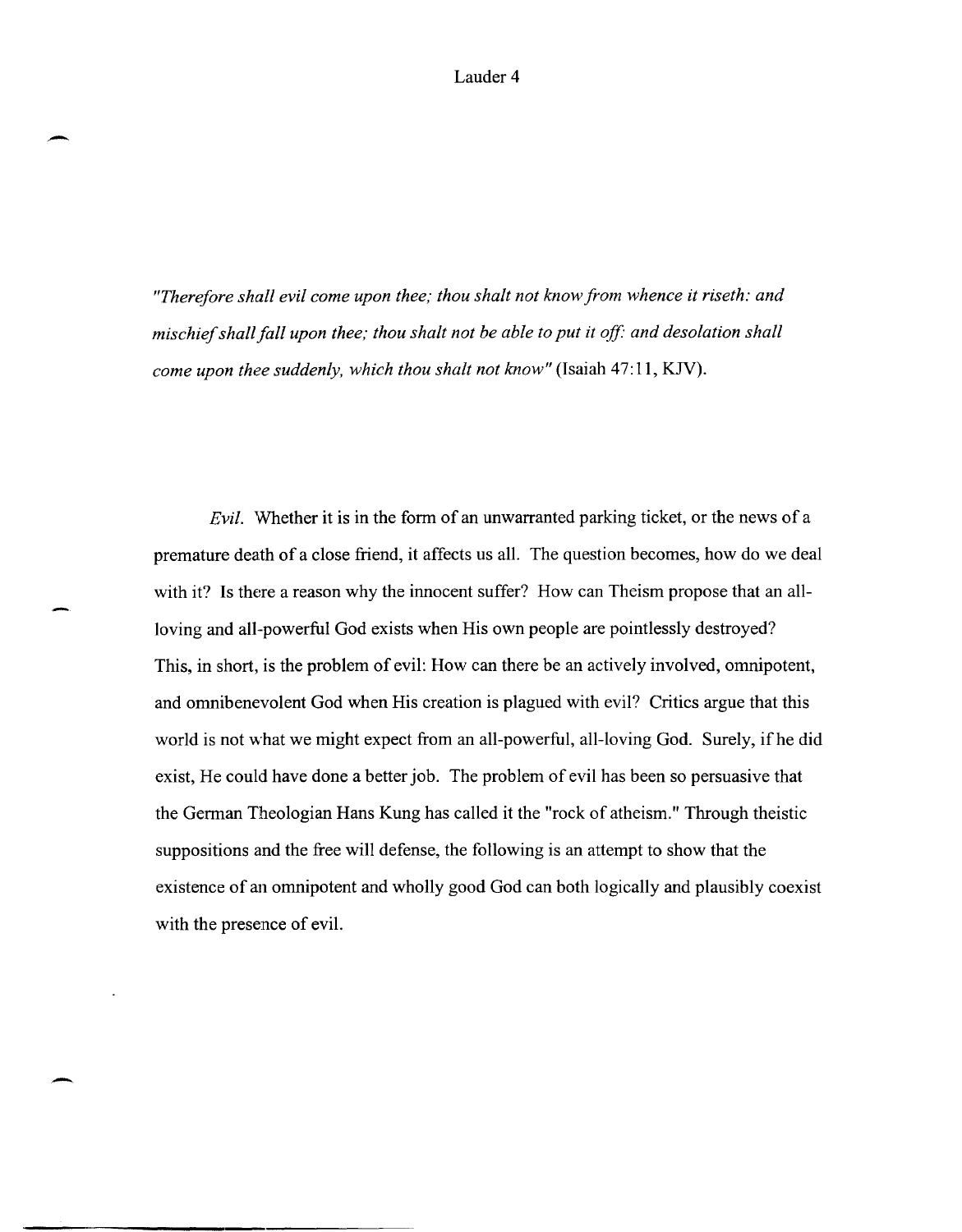*"Therefore shall evil come upon thee; thou shalt not know from whence it riseth: and mischief shall fall upon thee; thou shalt not be able to put it off: and desolation shall come upon thee suddenly, which thou shalt not know"* (Isaiah 47:11, KJV).

*Evil.* Whether it is in the form of an unwarranted parking ticket, or the news of a premature death of a close friend, it affects us all. The question becomes, how do we deal with it? Is there a reason why the innocent suffer? How can Theism propose that an all-loving and all-powerful God exists when His own people are pointlessly destroyed? This, in short, is the problem of evil: How can there be an actively involved, omnipotent, and omnibenevolent God when His creation is plagued with evil? Critics argue that this world is not what we might expect from an all-powerful, all-loving God. Surely, if he did exist, He could have done a better job. The problem of evil has been so persuasive that the German Theologian Hans Kung has called it the "rock of atheism." Through theistic suppositions and the free will defense, the following is an attempt to show that the existence of an omnipotent and wholly good God can both logically and plausibly coexist with the presence of evil.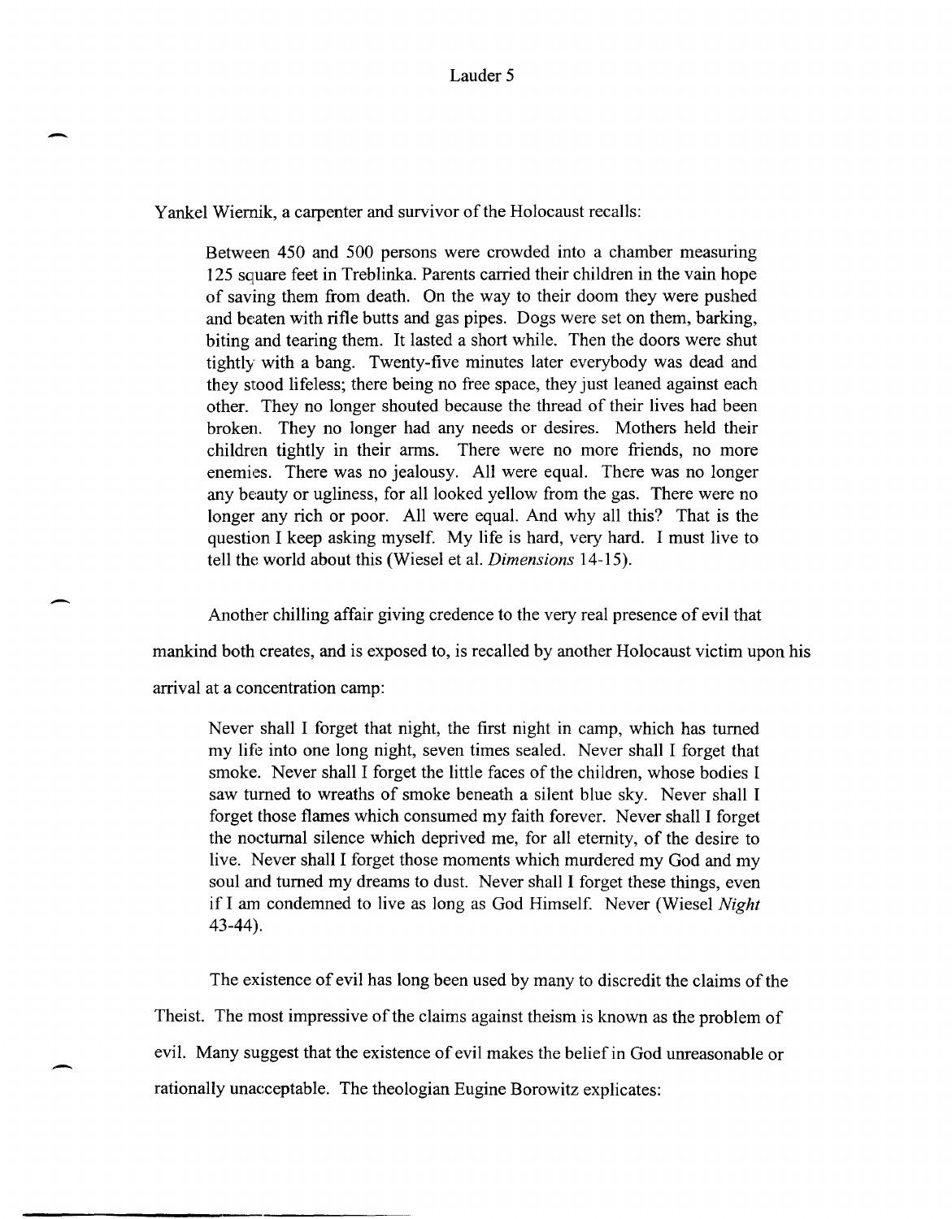Yankel Wiernik, a carpenter and survivor of the Holocaust recalls:

> Between 450 and 500 persons were crowded into a chamber measuring 125 square feet in Treblinka. Parents carried their children in the vain hope of saving them from death. On the way to their doom they were pushed and beaten with rifle butts and gas pipes. Dogs were set on them, barking, biting and tearing them. It lasted a short while. Then the doors were shut tightly with a bang. Twenty-five minutes later everybody was dead and they stood lifeless; there being no free space, they just leaned against each other. They no longer shouted because the thread of their lives had been broken. They no longer had any needs or desires. Mothers held their children tightly in their arms. There were no more friends, no more enemies. There was no jealousy. All were equal. There was no longer any beauty or ugliness, for all looked yellow from the gas. There were no longer any rich or poor. All were equal. And why all this? That is the question I keep asking myself. My life is hard, very hard. I must live to tell the world about this (Wiesel et al. *Dimensions* 14-15).

Another chilling affair giving credence to the very real presence of evil that mankind both creates, and is exposed to, is recalled by another Holocaust victim upon his arrival at a concentration camp:

> Never shall I forget that night, the first night in camp, which has turned my life into one long night, seven times sealed. Never shall I forget that smoke. Never shall I forget the little faces of the children, whose bodies I saw turned to wreaths of smoke beneath a silent blue sky. Never shall I forget those flames which consumed my faith forever. Never shall I forget the nocturnal silence which deprived me, for all eternity, of the desire to live. Never shall I forget those moments which murdered my God and my soul and turned my dreams to dust. Never shall I forget these things, even if I am condemned to live as long as God Himself. Never (Wiesel *Night* 43-44).

The existence of evil has long been used by many to discredit the claims of the Theist. The most impressive of the claims against theism is known as the problem of evil. Many suggest that the existence of evil makes the belief in God unreasonable or rationally unacceptable. The theologian Eugine Borowitz explicates: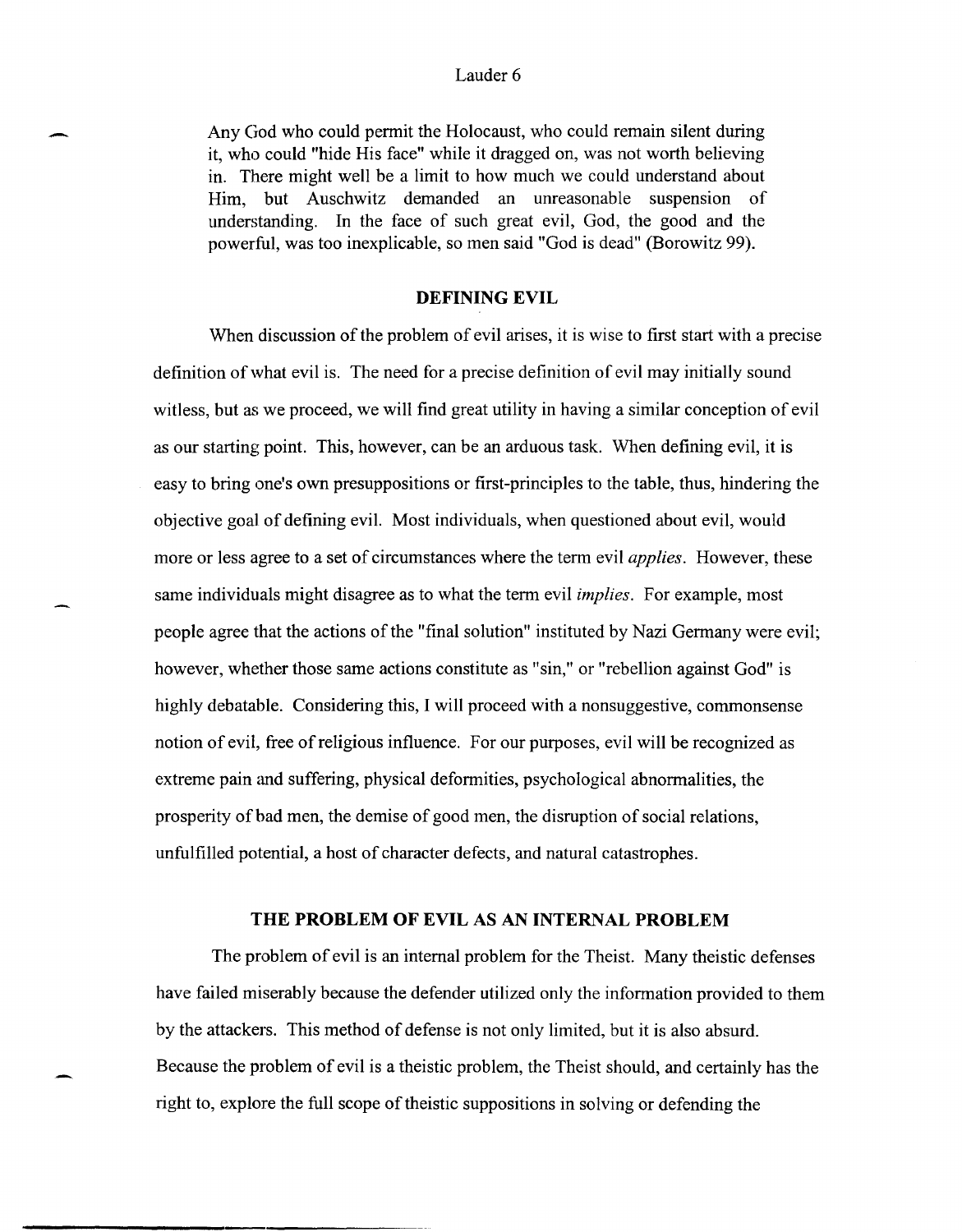> Any God who could permit the Holocaust, who could remain silent during it, who could "hide His face" while it dragged on, was not worth believing in. There might well be a limit to how much we could understand about Him, but Auschwitz demanded an unreasonable suspension of understanding. In the face of such great evil, God, the good and the powerful, was too inexplicable, so men said "God is dead" (Borowitz 99).

## DEFINING EVIL

When discussion of the problem of evil arises, it is wise to first start with a precise definition of what evil is. The need for a precise definition of evil may initially sound witless, but as we proceed, we will find great utility in having a similar conception of evil as our starting point. This, however, can be an arduous task. When defining evil, it is easy to bring one's own presuppositions or first-principles to the table, thus, hindering the objective goal of defining evil. Most individuals, when questioned about evil, would more or less agree to a set of circumstances where the term evil *applies*. However, these same individuals might disagree as to what the term evil *implies*. For example, most people agree that the actions of the "final solution" instituted by Nazi Germany were evil; however, whether those same actions constitute as "sin," or "rebellion against God" is highly debatable. Considering this, I will proceed with a nonsuggestive, commonsense notion of evil, free of religious influence. For our purposes, evil will be recognized as extreme pain and suffering, physical deformities, psychological abnormalities, the prosperity of bad men, the demise of good men, the disruption of social relations, unfulfilled potential, a host of character defects, and natural catastrophes.

## THE PROBLEM OF EVIL AS AN INTERNAL PROBLEM

The problem of evil is an internal problem for the Theist. Many theistic defenses have failed miserably because the defender utilized only the information provided to them by the attackers. This method of defense is not only limited, but it is also absurd. Because the problem of evil is a theistic problem, the Theist should, and certainly has the right to, explore the full scope of theistic suppositions in solving or defending the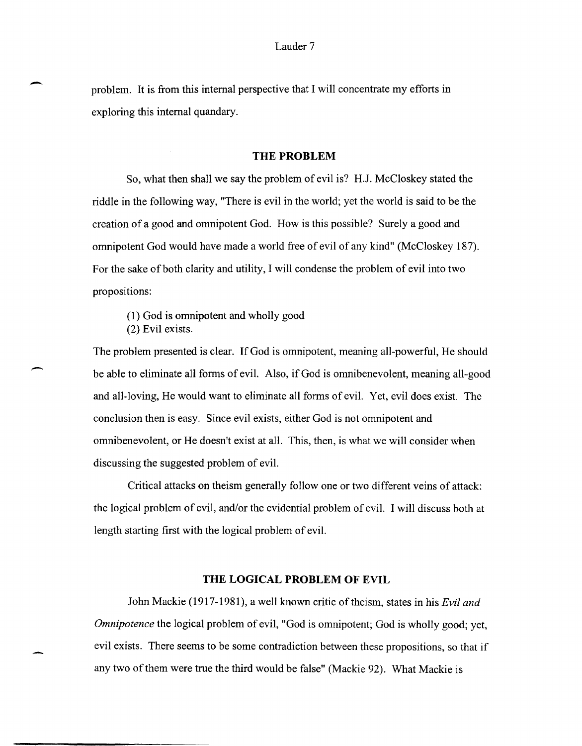problem. It is from this internal perspective that I will concentrate my efforts in exploring this internal quandary.

## THE PROBLEM

So, what then shall we say the problem of evil is? H.J. McCloskey stated the riddle in the following way, "There is evil in the world; yet the world is said to be the creation of a good and omnipotent God. How is this possible? Surely a good and omnipotent God would have made a world free of evil of any kind" (McCloskey 187). For the sake of both clarity and utility, I will condense the problem of evil into two propositions:

(1) God is omnipotent and wholly good
(2) Evil exists.

The problem presented is clear. If God is omnipotent, meaning all-powerful, He should be able to eliminate all forms of evil. Also, if God is omnibenevolent, meaning all-good and all-loving, He would want to eliminate all forms of evil. Yet, evil does exist. The conclusion then is easy. Since evil exists, either God is not omnipotent and omnibenevolent, or He doesn't exist at all. This, then, is what we will consider when discussing the suggested problem of evil.

Critical attacks on theism generally follow one or two different veins of attack: the logical problem of evil, and/or the evidential problem of evil. I will discuss both at length starting first with the logical problem of evil.

## THE LOGICAL PROBLEM OF EVIL

John Mackie (1917-1981), a well known critic of theism, states in his *Evil and Omnipotence* the logical problem of evil, "God is omnipotent; God is wholly good; yet, evil exists. There seems to be some contradiction between these propositions, so that if any two of them were true the third would be false" (Mackie 92). What Mackie is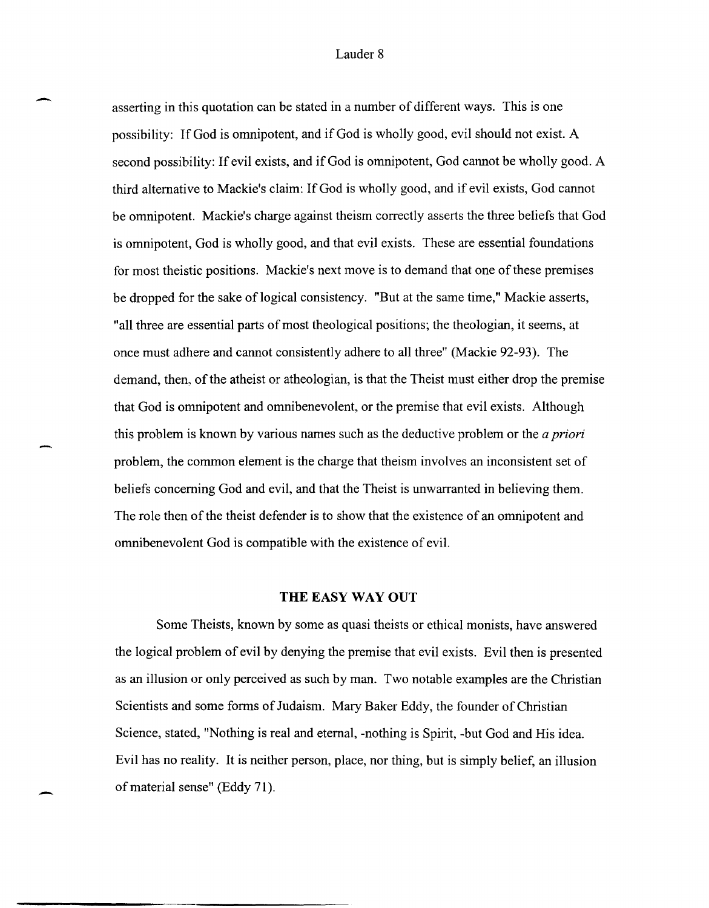asserting in this quotation can be stated in a number of different ways. This is one possibility: If God is omnipotent, and if God is wholly good, evil should not exist. A second possibility: If evil exists, and if God is omnipotent, God cannot be wholly good. A third alternative to Mackie's claim: If God is wholly good, and if evil exists, God cannot be omnipotent. Mackie's charge against theism correctly asserts the three beliefs that God is omnipotent, God is wholly good, and that evil exists. These are essential foundations for most theistic positions. Mackie's next move is to demand that one of these premises be dropped for the sake of logical consistency. "But at the same time," Mackie asserts, "all three are essential parts of most theological positions; the theologian, it seems, at once must adhere and cannot consistently adhere to all three" (Mackie 92-93). The demand, then, of the atheist or atheologian, is that the Theist must either drop the premise that God is omnipotent and omnibenevolent, or the premise that evil exists. Although this problem is known by various names such as the deductive problem or the *a priori* problem, the common element is the charge that theism involves an inconsistent set of beliefs concerning God and evil, and that the Theist is unwarranted in believing them. The role then of the theist defender is to show that the existence of an omnipotent and omnibenevolent God is compatible with the existence of evil.

## THE EASY WAY OUT

Some Theists, known by some as quasi theists or ethical monists, have answered the logical problem of evil by denying the premise that evil exists. Evil then is presented as an illusion or only perceived as such by man. Two notable examples are the Christian Scientists and some forms of Judaism. Mary Baker Eddy, the founder of Christian Science, stated, "Nothing is real and eternal, -nothing is Spirit, -but God and His idea. Evil has no reality. It is neither person, place, nor thing, but is simply belief, an illusion of material sense" (Eddy 71).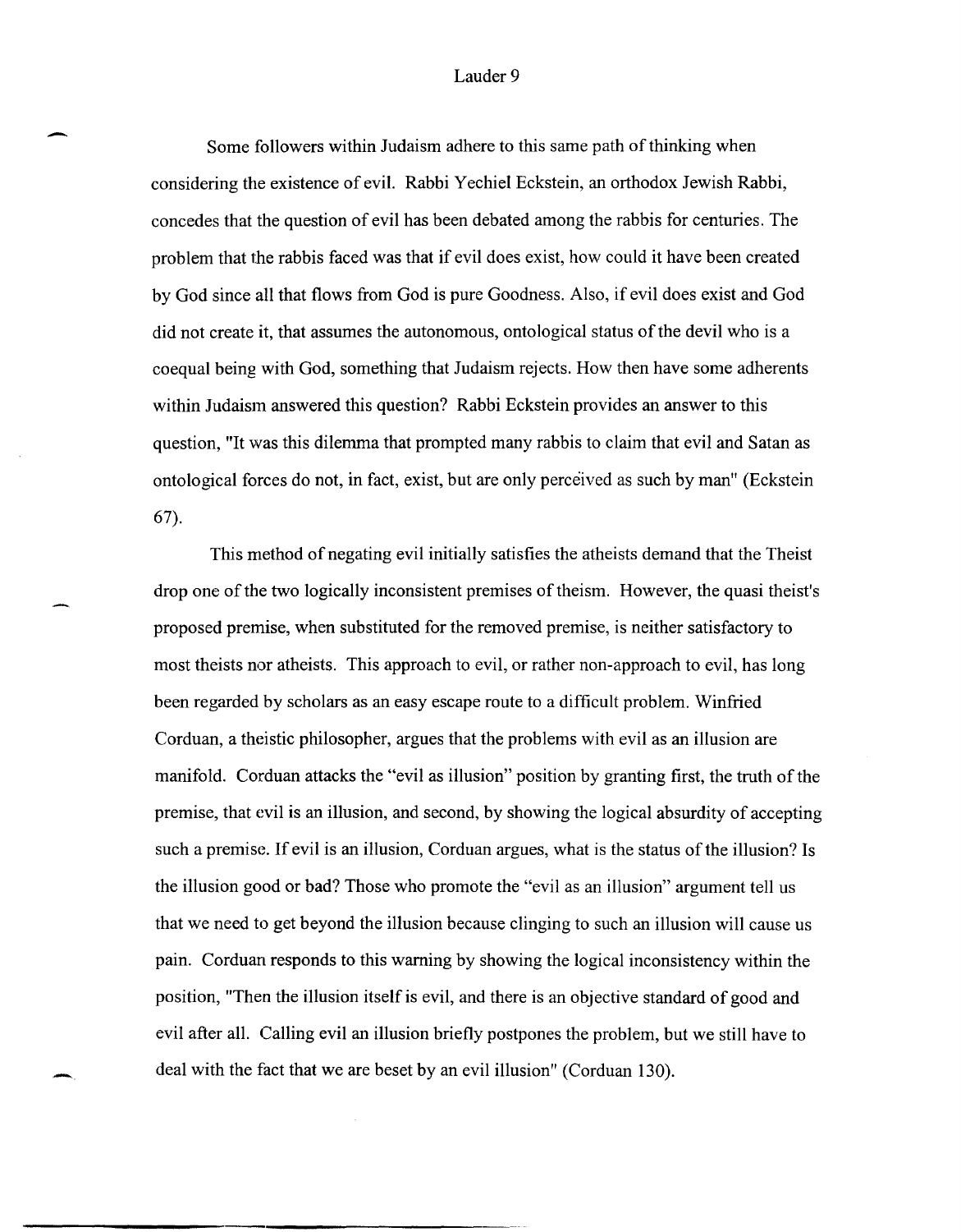Some followers within Judaism adhere to this same path of thinking when considering the existence of evil. Rabbi Yechiel Eckstein, an orthodox Jewish Rabbi, concedes that the question of evil has been debated among the rabbis for centuries. The problem that the rabbis faced was that if evil does exist, how could it have been created by God since all that flows from God is pure Goodness. Also, if evil does exist and God did not create it, that assumes the autonomous, ontological status of the devil who is a coequal being with God, something that Judaism rejects. How then have some adherents within Judaism answered this question? Rabbi Eckstein provides an answer to this question, "It was this dilemma that prompted many rabbis to claim that evil and Satan as ontological forces do not, in fact, exist, but are only perceived as such by man" (Eckstein 67).

This method of negating evil initially satisfies the atheists demand that the Theist drop one of the two logically inconsistent premises of theism. However, the quasi theist's proposed premise, when substituted for the removed premise, is neither satisfactory to most theists nor atheists. This approach to evil, or rather non-approach to evil, has long been regarded by scholars as an easy escape route to a difficult problem. Winfried Corduan, a theistic philosopher, argues that the problems with evil as an illusion are manifold. Corduan attacks the "evil as illusion" position by granting first, the truth of the premise, that evil is an illusion, and second, by showing the logical absurdity of accepting such a premise. If evil is an illusion, Corduan argues, what is the status of the illusion? Is the illusion good or bad? Those who promote the "evil as an illusion" argument tell us that we need to get beyond the illusion because clinging to such an illusion will cause us pain. Corduan responds to this warning by showing the logical inconsistency within the position, "Then the illusion itself is evil, and there is an objective standard of good and evil after all. Calling evil an illusion briefly postpones the problem, but we still have to deal with the fact that we are beset by an evil illusion" (Corduan 130).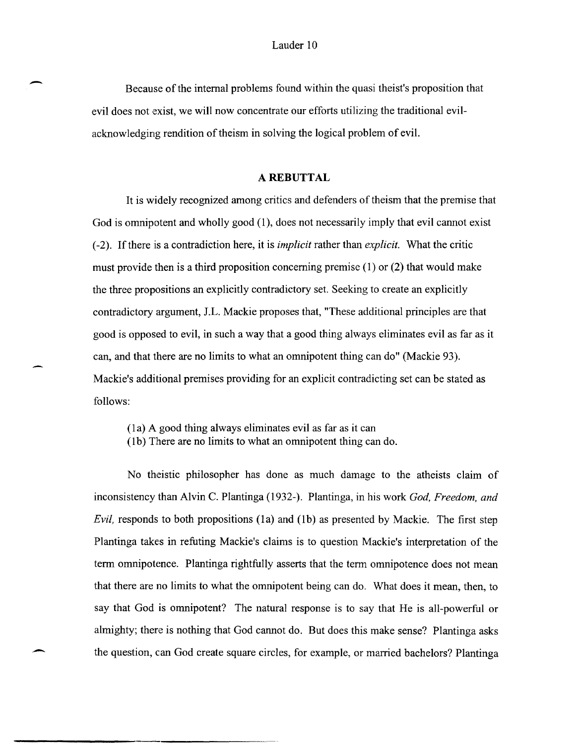Because of the internal problems found within the quasi theist's proposition that evil does not exist, we will now concentrate our efforts utilizing the traditional evil-acknowledging rendition of theism in solving the logical problem of evil.

## A REBUTTAL

It is widely recognized among critics and defenders of theism that the premise that God is omnipotent and wholly good (1), does not necessarily imply that evil cannot exist (-2). If there is a contradiction here, it is *implicit* rather than *explicit.* What the critic must provide then is a third proposition concerning premise (1) or (2) that would make the three propositions an explicitly contradictory set. Seeking to create an explicitly contradictory argument, J.L. Mackie proposes that, "These additional principles are that good is opposed to evil, in such a way that a good thing always eliminates evil as far as it can, and that there are no limits to what an omnipotent thing can do" (Mackie 93). Mackie's additional premises providing for an explicit contradicting set can be stated as follows:

(1a) A good thing always eliminates evil as far as it can
(1b) There are no limits to what an omnipotent thing can do.

No theistic philosopher has done as much damage to the atheists claim of inconsistency than Alvin C. Plantinga (1932-). Plantinga, in his work *God, Freedom, and Evil,* responds to both propositions (1a) and (1b) as presented by Mackie. The first step Plantinga takes in refuting Mackie's claims is to question Mackie's interpretation of the term omnipotence. Plantinga rightfully asserts that the term omnipotence does not mean that there are no limits to what the omnipotent being can do. What does it mean, then, to say that God is omnipotent? The natural response is to say that He is all-powerful or almighty; there is nothing that God cannot do. But does this make sense? Plantinga asks the question, can God create square circles, for example, or married bachelors? Plantinga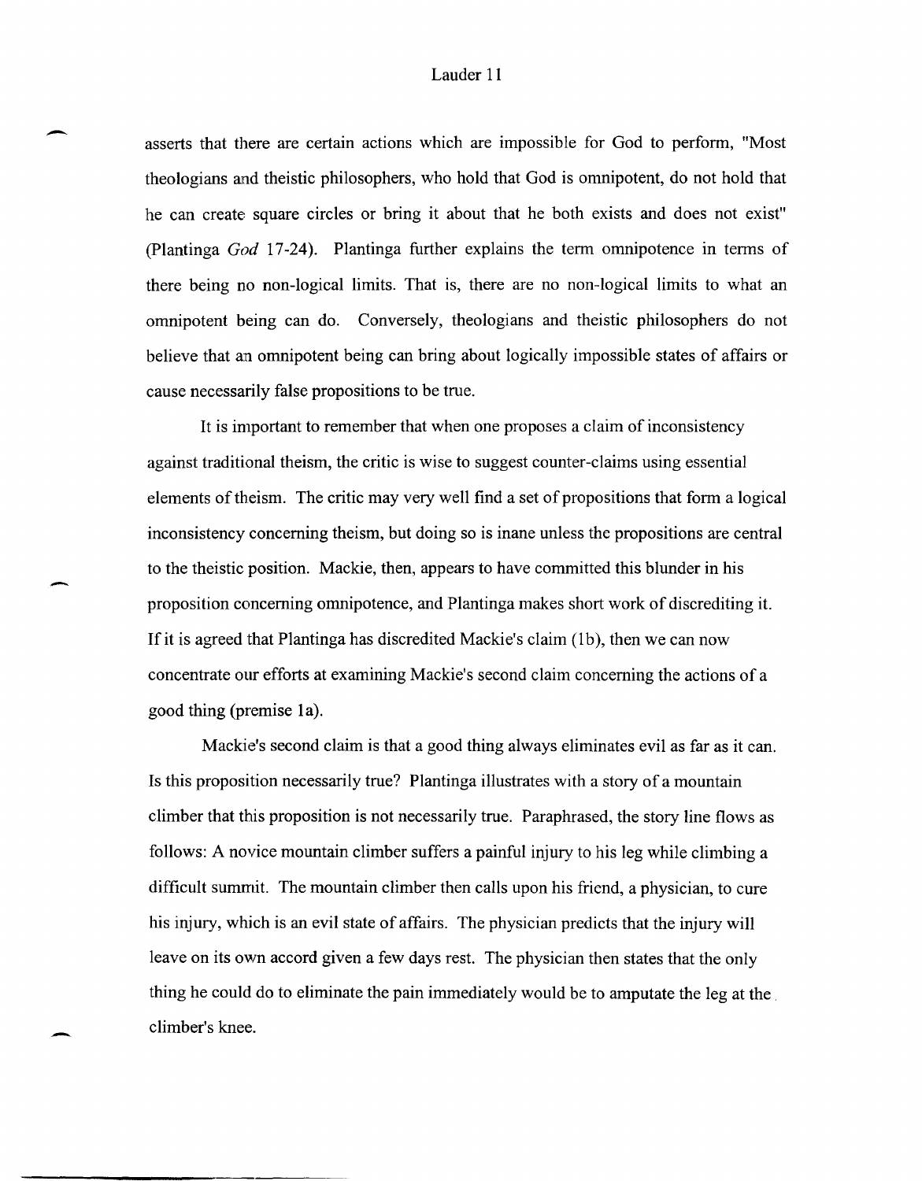asserts that there are certain actions which are impossible for God to perform, "Most theologians and theistic philosophers, who hold that God is omnipotent, do not hold that he can create square circles or bring it about that he both exists and does not exist" (Plantinga *God* 17-24). Plantinga further explains the term omnipotence in terms of there being no non-logical limits. That is, there are no non-logical limits to what an omnipotent being can do. Conversely, theologians and theistic philosophers do not believe that an omnipotent being can bring about logically impossible states of affairs or cause necessarily false propositions to be true.

It is important to remember that when one proposes a claim of inconsistency against traditional theism, the critic is wise to suggest counter-claims using essential elements of theism. The critic may very well find a set of propositions that form a logical inconsistency concerning theism, but doing so is inane unless the propositions are central to the theistic position. Mackie, then, appears to have committed this blunder in his proposition concerning omnipotence, and Plantinga makes short work of discrediting it. If it is agreed that Plantinga has discredited Mackie's claim (1b), then we can now concentrate our efforts at examining Mackie's second claim concerning the actions of a good thing (premise 1a).

Mackie's second claim is that a good thing always eliminates evil as far as it can. Is this proposition necessarily true? Plantinga illustrates with a story of a mountain climber that this proposition is not necessarily true. Paraphrased, the story line flows as follows: A novice mountain climber suffers a painful injury to his leg while climbing a difficult summit. The mountain climber then calls upon his friend, a physician, to cure his injury, which is an evil state of affairs. The physician predicts that the injury will leave on its own accord given a few days rest. The physician then states that the only thing he could do to eliminate the pain immediately would be to amputate the leg at the climber's knee.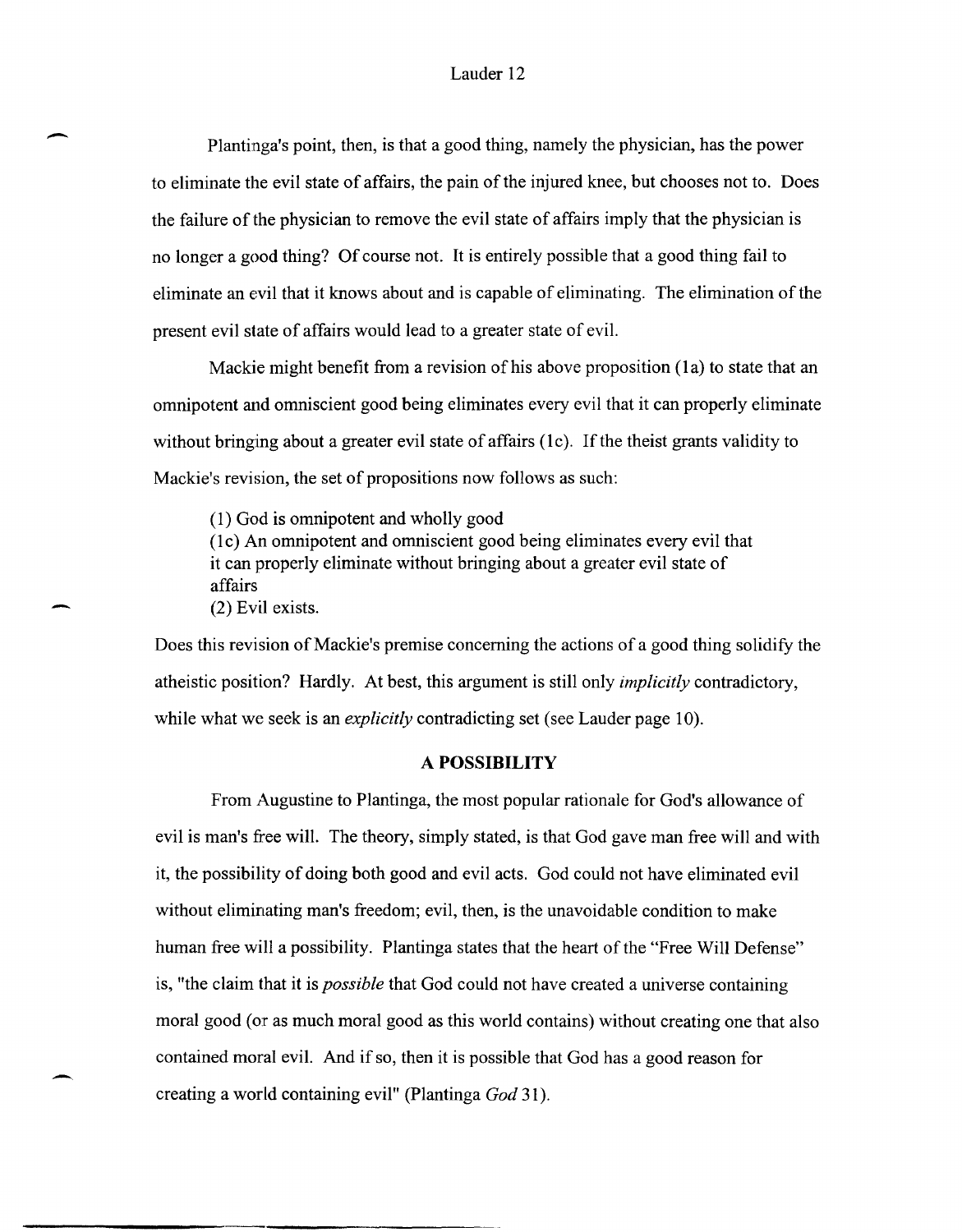Plantinga's point, then, is that a good thing, namely the physician, has the power to eliminate the evil state of affairs, the pain of the injured knee, but chooses not to. Does the failure of the physician to remove the evil state of affairs imply that the physician is no longer a good thing? Of course not. It is entirely possible that a good thing fail to eliminate an evil that it knows about and is capable of eliminating. The elimination of the present evil state of affairs would lead to a greater state of evil.

Mackie might benefit from a revision of his above proposition (1a) to state that an omnipotent and omniscient good being eliminates every evil that it can properly eliminate without bringing about a greater evil state of affairs (1c). If the theist grants validity to Mackie's revision, the set of propositions now follows as such:

> (1) God is omnipotent and wholly good
> (1c) An omnipotent and omniscient good being eliminates every evil that it can properly eliminate without bringing about a greater evil state of affairs
> (2) Evil exists.

Does this revision of Mackie's premise concerning the actions of a good thing solidify the atheistic position? Hardly. At best, this argument is still only *implicitly* contradictory, while what we seek is an *explicitly* contradicting set (see Lauder page 10).

## A POSSIBILITY

From Augustine to Plantinga, the most popular rationale for God's allowance of evil is man's free will. The theory, simply stated, is that God gave man free will and with it, the possibility of doing both good and evil acts. God could not have eliminated evil without eliminating man's freedom; evil, then, is the unavoidable condition to make human free will a possibility. Plantinga states that the heart of the "Free Will Defense" is, "the claim that it is *possible* that God could not have created a universe containing moral good (or as much moral good as this world contains) without creating one that also contained moral evil. And if so, then it is possible that God has a good reason for creating a world containing evil" (Plantinga *God* 31).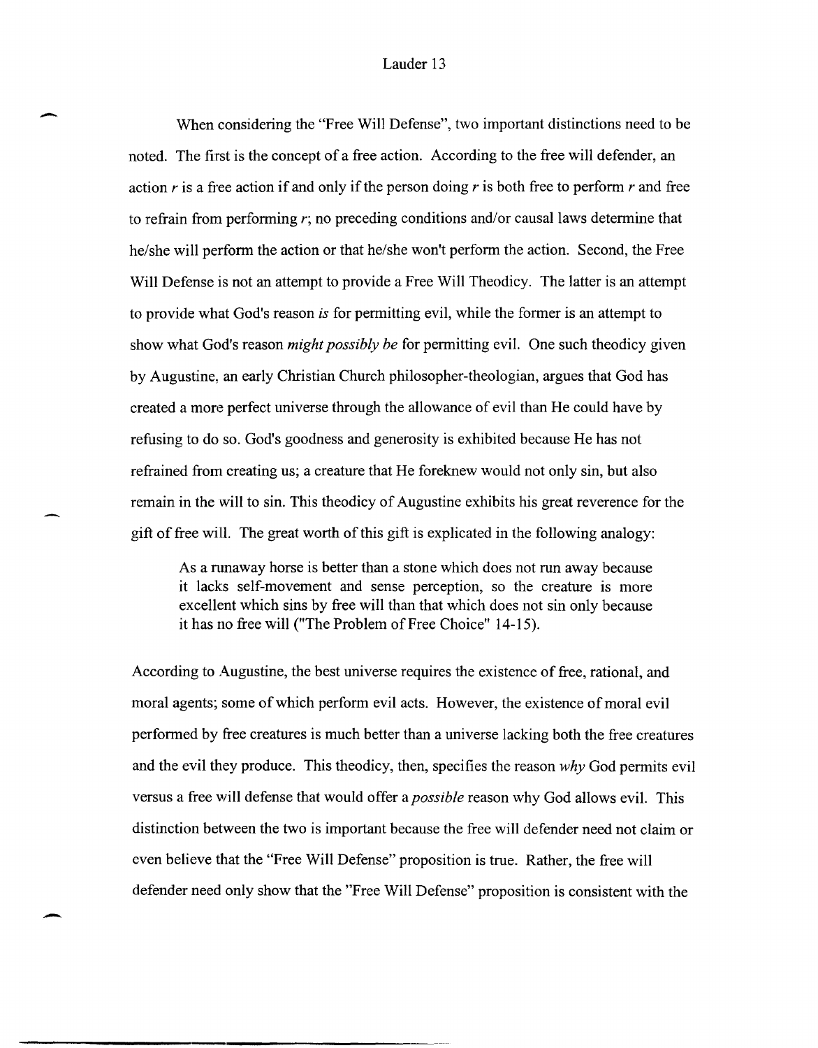When considering the "Free Will Defense", two important distinctions need to be noted. The first is the concept of a free action. According to the free will defender, an action *r* is a free action if and only if the person doing *r* is both free to perform *r* and free to refrain from performing *r*; no preceding conditions and/or causal laws determine that he/she will perform the action or that he/she won't perform the action. Second, the Free Will Defense is not an attempt to provide a Free Will Theodicy. The latter is an attempt to provide what God's reason *is* for permitting evil, while the former is an attempt to show what God's reason *might possibly be* for permitting evil. One such theodicy given by Augustine, an early Christian Church philosopher-theologian, argues that God has created a more perfect universe through the allowance of evil than He could have by refusing to do so. God's goodness and generosity is exhibited because He has not refrained from creating us; a creature that He foreknew would not only sin, but also remain in the will to sin. This theodicy of Augustine exhibits his great reverence for the gift of free will. The great worth of this gift is explicated in the following analogy:

> As a runaway horse is better than a stone which does not run away because it lacks self-movement and sense perception, so the creature is more excellent which sins by free will than that which does not sin only because it has no free will ("The Problem of Free Choice" 14-15).

According to Augustine, the best universe requires the existence of free, rational, and moral agents; some of which perform evil acts. However, the existence of moral evil performed by free creatures is much better than a universe lacking both the free creatures and the evil they produce. This theodicy, then, specifies the reason *why* God permits evil versus a free will defense that would offer a *possible* reason why God allows evil. This distinction between the two is important because the free will defender need not claim or even believe that the "Free Will Defense" proposition is true. Rather, the free will defender need only show that the "Free Will Defense" proposition is consistent with the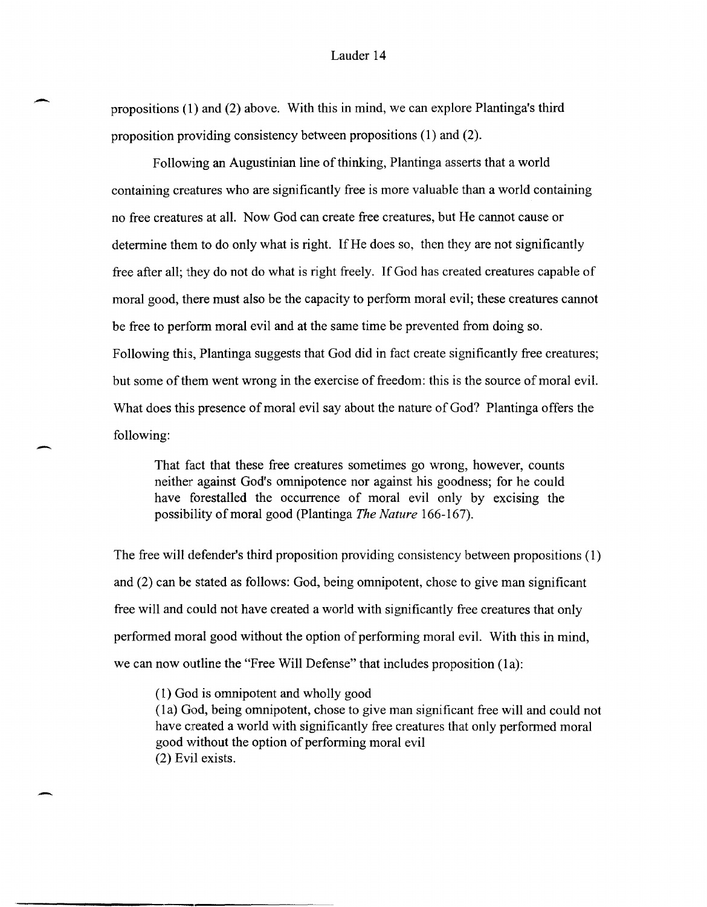propositions (1) and (2) above. With this in mind, we can explore Plantinga's third proposition providing consistency between propositions (1) and (2).

Following an Augustinian line of thinking, Plantinga asserts that a world containing creatures who are significantly free is more valuable than a world containing no free creatures at all. Now God can create free creatures, but He cannot cause or determine them to do only what is right. If He does so, then they are not significantly free after all; they do not do what is right freely. If God has created creatures capable of moral good, there must also be the capacity to perform moral evil; these creatures cannot be free to perform moral evil and at the same time be prevented from doing so. Following this, Plantinga suggests that God did in fact create significantly free creatures; but some of them went wrong in the exercise of freedom: this is the source of moral evil. What does this presence of moral evil say about the nature of God? Plantinga offers the following:

> That fact that these free creatures sometimes go wrong, however, counts neither against God's omnipotence nor against his goodness; for he could have forestalled the occurrence of moral evil only by excising the possibility of moral good (Plantinga *The Nature* 166-167).

The free will defender's third proposition providing consistency between propositions (1) and (2) can be stated as follows: God, being omnipotent, chose to give man significant free will and could not have created a world with significantly free creatures that only performed moral good without the option of performing moral evil. With this in mind, we can now outline the "Free Will Defense" that includes proposition (1a):

> (1) God is omnipotent and wholly good
> (1a) God, being omnipotent, chose to give man significant free will and could not have created a world with significantly free creatures that only performed moral good without the option of performing moral evil
> (2) Evil exists.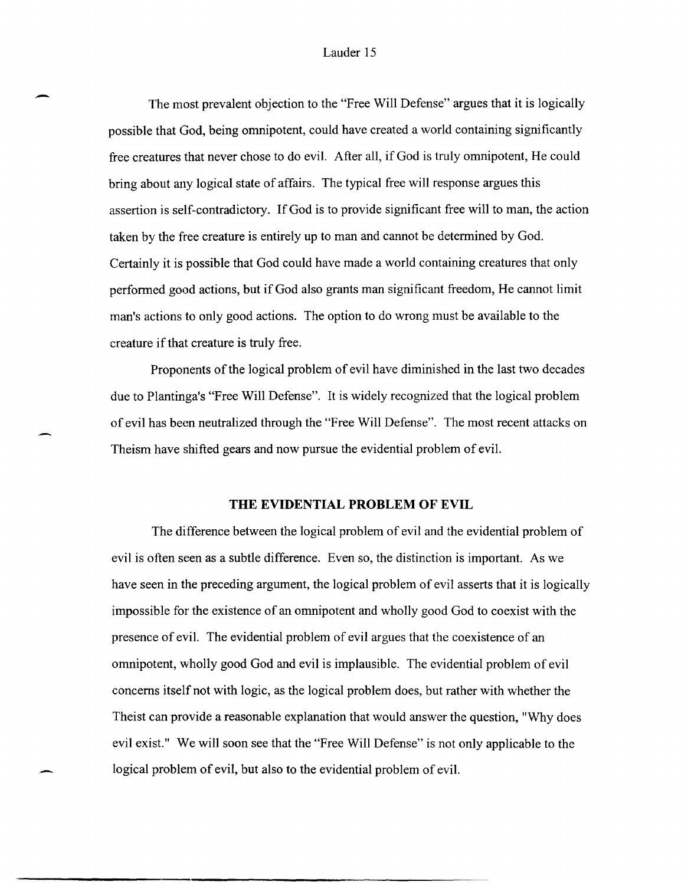The most prevalent objection to the "Free Will Defense" argues that it is logically possible that God, being omnipotent, could have created a world containing significantly free creatures that never chose to do evil. After all, if God is truly omnipotent, He could bring about any logical state of affairs. The typical free will response argues this assertion is self-contradictory. If God is to provide significant free will to man, the action taken by the free creature is entirely up to man and cannot be determined by God. Certainly it is possible that God could have made a world containing creatures that only performed good actions, but if God also grants man significant freedom, He cannot limit man's actions to only good actions. The option to do wrong must be available to the creature if that creature is truly free.

Proponents of the logical problem of evil have diminished in the last two decades due to Plantinga's "Free Will Defense". It is widely recognized that the logical problem of evil has been neutralized through the "Free Will Defense". The most recent attacks on Theism have shifted gears and now pursue the evidential problem of evil.

## THE EVIDENTIAL PROBLEM OF EVIL

The difference between the logical problem of evil and the evidential problem of evil is often seen as a subtle difference. Even so, the distinction is important. As we have seen in the preceding argument, the logical problem of evil asserts that it is logically impossible for the existence of an omnipotent and wholly good God to coexist with the presence of evil. The evidential problem of evil argues that the coexistence of an omnipotent, wholly good God and evil is implausible. The evidential problem of evil concerns itself not with logic, as the logical problem does, but rather with whether the Theist can provide a reasonable explanation that would answer the question, "Why does evil exist." We will soon see that the "Free Will Defense" is not only applicable to the logical problem of evil, but also to the evidential problem of evil.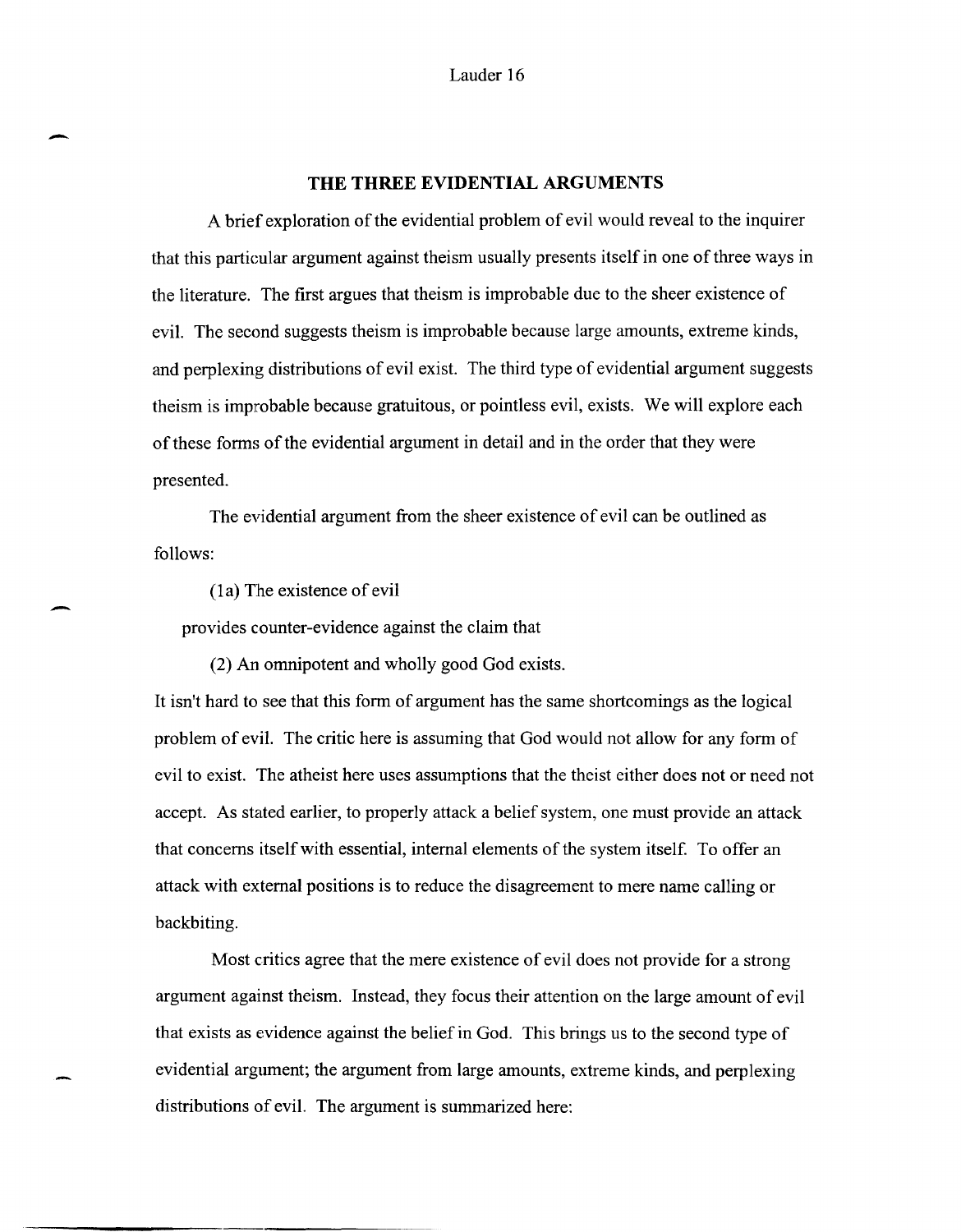## THE THREE EVIDENTIAL ARGUMENTS

A brief exploration of the evidential problem of evil would reveal to the inquirer that this particular argument against theism usually presents itself in one of three ways in the literature. The first argues that theism is improbable due to the sheer existence of evil. The second suggests theism is improbable because large amounts, extreme kinds, and perplexing distributions of evil exist. The third type of evidential argument suggests theism is improbable because gratuitous, or pointless evil, exists. We will explore each of these forms of the evidential argument in detail and in the order that they were presented.

The evidential argument from the sheer existence of evil can be outlined as follows:

(1a) The existence of evil

provides counter-evidence against the claim that

(2) An omnipotent and wholly good God exists.

It isn't hard to see that this form of argument has the same shortcomings as the logical problem of evil. The critic here is assuming that God would not allow for any form of evil to exist. The atheist here uses assumptions that the theist either does not or need not accept. As stated earlier, to properly attack a belief system, one must provide an attack that concerns itself with essential, internal elements of the system itself. To offer an attack with external positions is to reduce the disagreement to mere name calling or backbiting.

Most critics agree that the mere existence of evil does not provide for a strong argument against theism. Instead, they focus their attention on the large amount of evil that exists as evidence against the belief in God. This brings us to the second type of evidential argument; the argument from large amounts, extreme kinds, and perplexing distributions of evil. The argument is summarized here: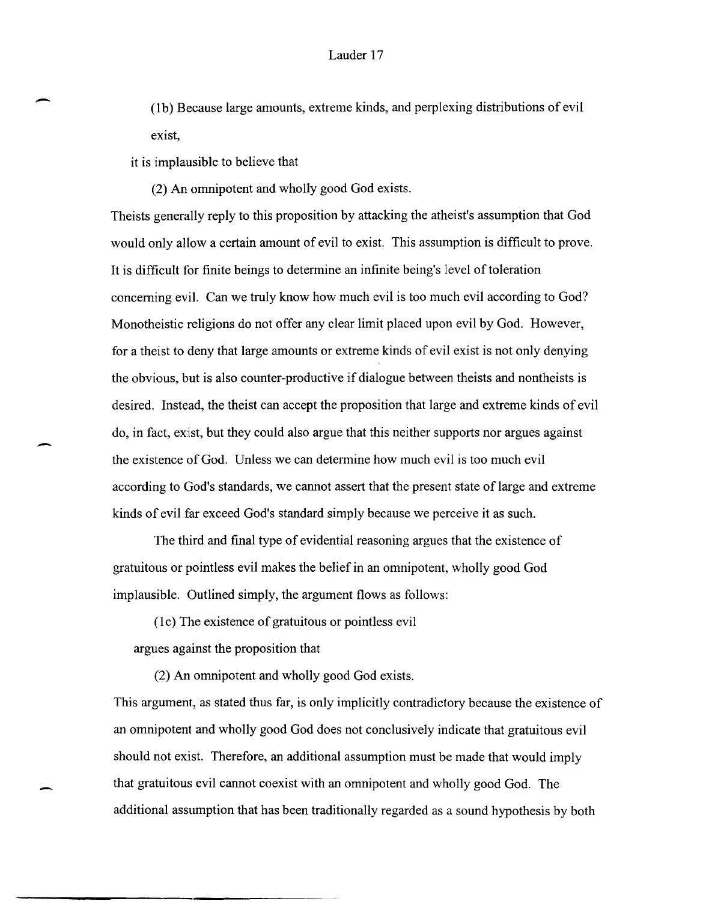(1b) Because large amounts, extreme kinds, and perplexing distributions of evil exist,

it is implausible to believe that

(2) An omnipotent and wholly good God exists.

Theists generally reply to this proposition by attacking the atheist's assumption that God would only allow a certain amount of evil to exist. This assumption is difficult to prove. It is difficult for finite beings to determine an infinite being's level of toleration concerning evil. Can we truly know how much evil is too much evil according to God? Monotheistic religions do not offer any clear limit placed upon evil by God. However, for a theist to deny that large amounts or extreme kinds of evil exist is not only denying the obvious, but is also counter-productive if dialogue between theists and nontheists is desired. Instead, the theist can accept the proposition that large and extreme kinds of evil do, in fact, exist, but they could also argue that this neither supports nor argues against the existence of God. Unless we can determine how much evil is too much evil according to God's standards, we cannot assert that the present state of large and extreme kinds of evil far exceed God's standard simply because we perceive it as such.

The third and final type of evidential reasoning argues that the existence of gratuitous or pointless evil makes the belief in an omnipotent, wholly good God implausible. Outlined simply, the argument flows as follows:

(1c) The existence of gratuitous or pointless evil

argues against the proposition that

(2) An omnipotent and wholly good God exists.

This argument, as stated thus far, is only implicitly contradictory because the existence of an omnipotent and wholly good God does not conclusively indicate that gratuitous evil should not exist. Therefore, an additional assumption must be made that would imply that gratuitous evil cannot coexist with an omnipotent and wholly good God. The additional assumption that has been traditionally regarded as a sound hypothesis by both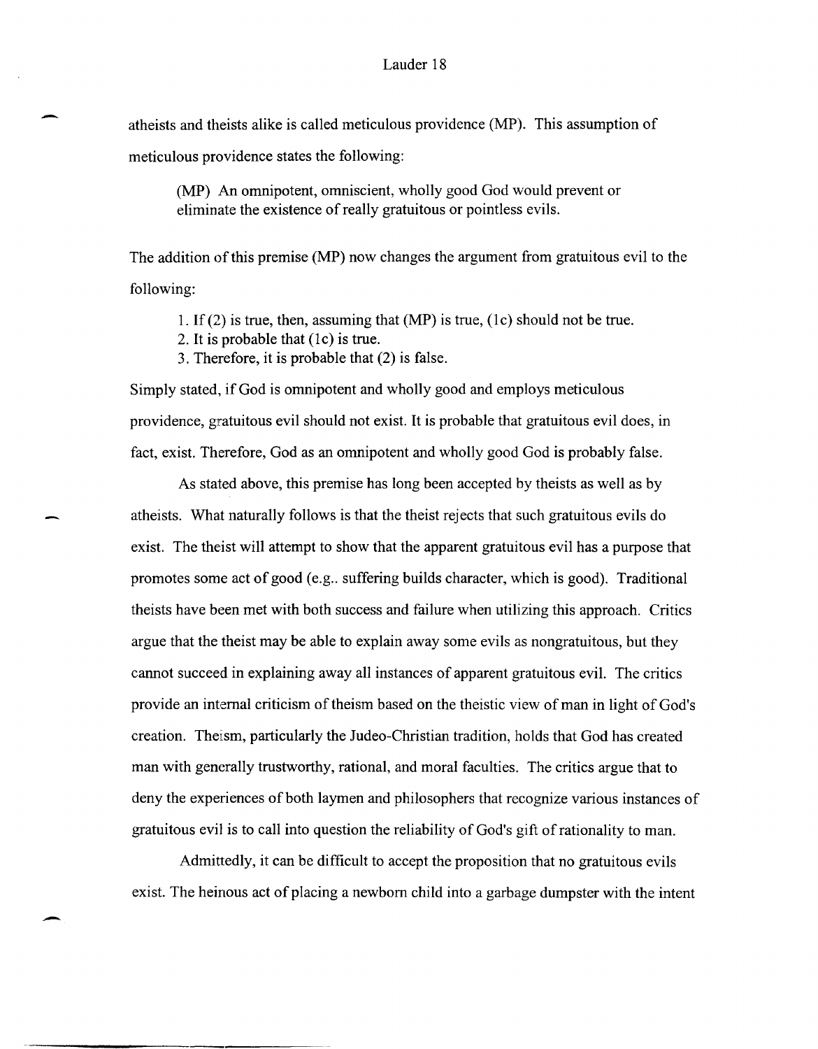atheists and theists alike is called meticulous providence (MP). This assumption of meticulous providence states the following:

> (MP) An omnipotent, omniscient, wholly good God would prevent or eliminate the existence of really gratuitous or pointless evils.

The addition of this premise (MP) now changes the argument from gratuitous evil to the following:

> 1. If (2) is true, then, assuming that (MP) is true, (1c) should not be true.
> 2. It is probable that (1c) is true.
> 3. Therefore, it is probable that (2) is false.

Simply stated, if God is omnipotent and wholly good and employs meticulous providence, gratuitous evil should not exist. It is probable that gratuitous evil does, in fact, exist. Therefore, God as an omnipotent and wholly good God is probably false.

As stated above, this premise has long been accepted by theists as well as by atheists. What naturally follows is that the theist rejects that such gratuitous evils do exist. The theist will attempt to show that the apparent gratuitous evil has a purpose that promotes some act of good (e.g.. suffering builds character, which is good). Traditional theists have been met with both success and failure when utilizing this approach. Critics argue that the theist may be able to explain away some evils as nongratuitous, but they cannot succeed in explaining away all instances of apparent gratuitous evil. The critics provide an internal criticism of theism based on the theistic view of man in light of God's creation. Theism, particularly the Judeo-Christian tradition, holds that God has created man with generally trustworthy, rational, and moral faculties. The critics argue that to deny the experiences of both laymen and philosophers that recognize various instances of gratuitous evil is to call into question the reliability of God's gift of rationality to man.

Admittedly, it can be difficult to accept the proposition that no gratuitous evils exist. The heinous act of placing a newborn child into a garbage dumpster with the intent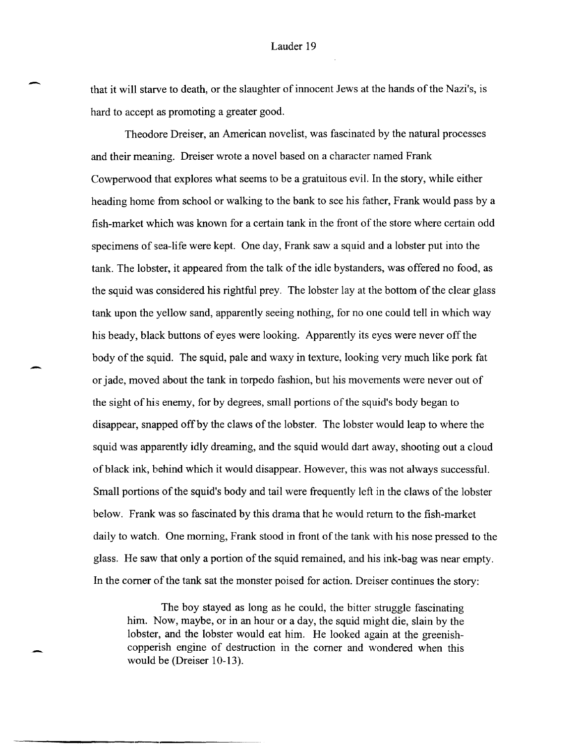that it will starve to death, or the slaughter of innocent Jews at the hands of the Nazi's, is hard to accept as promoting a greater good.

Theodore Dreiser, an American novelist, was fascinated by the natural processes and their meaning. Dreiser wrote a novel based on a character named Frank Cowperwood that explores what seems to be a gratuitous evil. In the story, while either heading home from school or walking to the bank to see his father, Frank would pass by a fish-market which was known for a certain tank in the front of the store where certain odd specimens of sea-life were kept. One day, Frank saw a squid and a lobster put into the tank. The lobster, it appeared from the talk of the idle bystanders, was offered no food, as the squid was considered his rightful prey. The lobster lay at the bottom of the clear glass tank upon the yellow sand, apparently seeing nothing, for no one could tell in which way his beady, black buttons of eyes were looking. Apparently its eyes were never off the body of the squid. The squid, pale and waxy in texture, looking very much like pork fat or jade, moved about the tank in torpedo fashion, but his movements were never out of the sight of his enemy, for by degrees, small portions of the squid's body began to disappear, snapped off by the claws of the lobster. The lobster would leap to where the squid was apparently idly dreaming, and the squid would dart away, shooting out a cloud of black ink, behind which it would disappear. However, this was not always successful. Small portions of the squid's body and tail were frequently left in the claws of the lobster below. Frank was so fascinated by this drama that he would return to the fish-market daily to watch. One morning, Frank stood in front of the tank with his nose pressed to the glass. He saw that only a portion of the squid remained, and his ink-bag was near empty. In the corner of the tank sat the monster poised for action. Dreiser continues the story:

> The boy stayed as long as he could, the bitter struggle fascinating him. Now, maybe, or in an hour or a day, the squid might die, slain by the lobster, and the lobster would eat him. He looked again at the greenish-copperish engine of destruction in the corner and wondered when this would be (Dreiser 10-13).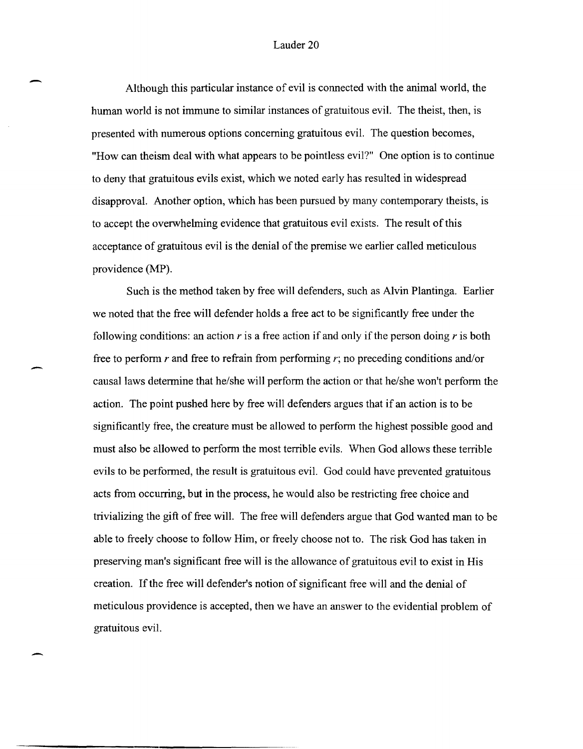Although this particular instance of evil is connected with the animal world, the human world is not immune to similar instances of gratuitous evil. The theist, then, is presented with numerous options concerning gratuitous evil. The question becomes, "How can theism deal with what appears to be pointless evil?" One option is to continue to deny that gratuitous evils exist, which we noted early has resulted in widespread disapproval. Another option, which has been pursued by many contemporary theists, is to accept the overwhelming evidence that gratuitous evil exists. The result of this acceptance of gratuitous evil is the denial of the premise we earlier called meticulous providence (MP).

Such is the method taken by free will defenders, such as Alvin Plantinga. Earlier we noted that the free will defender holds a free act to be significantly free under the following conditions: an action *r* is a free action if and only if the person doing *r* is both free to perform *r* and free to refrain from performing *r*; no preceding conditions and/or causal laws determine that he/she will perform the action or that he/she won't perform the action. The point pushed here by free will defenders argues that if an action is to be significantly free, the creature must be allowed to perform the highest possible good and must also be allowed to perform the most terrible evils. When God allows these terrible evils to be performed, the result is gratuitous evil. God could have prevented gratuitous acts from occurring, but in the process, he would also be restricting free choice and trivializing the gift of free will. The free will defenders argue that God wanted man to be able to freely choose to follow Him, or freely choose not to. The risk God has taken in preserving man's significant free will is the allowance of gratuitous evil to exist in His creation. If the free will defender's notion of significant free will and the denial of meticulous providence is accepted, then we have an answer to the evidential problem of gratuitous evil.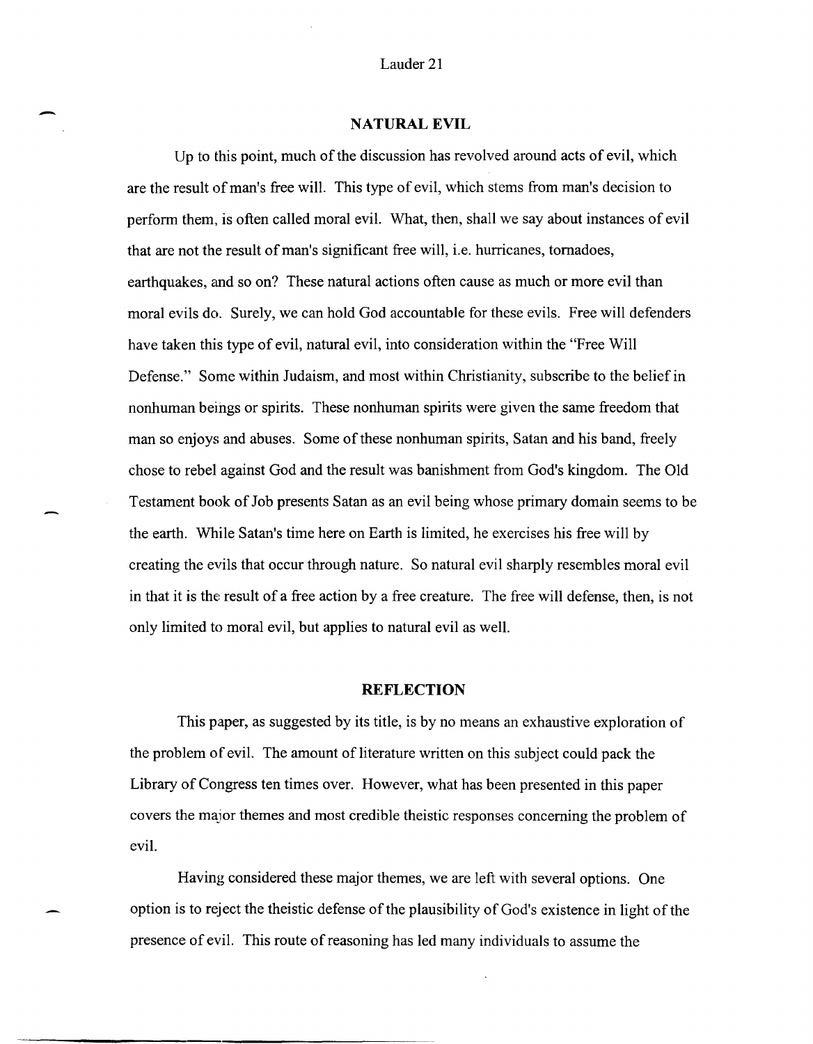## NATURAL EVIL

Up to this point, much of the discussion has revolved around acts of evil, which are the result of man's free will. This type of evil, which stems from man's decision to perform them, is often called moral evil. What, then, shall we say about instances of evil that are not the result of man's significant free will, i.e. hurricanes, tornadoes, earthquakes, and so on? These natural actions often cause as much or more evil than moral evils do. Surely, we can hold God accountable for these evils. Free will defenders have taken this type of evil, natural evil, into consideration within the "Free Will Defense." Some within Judaism, and most within Christianity, subscribe to the belief in nonhuman beings or spirits. These nonhuman spirits were given the same freedom that man so enjoys and abuses. Some of these nonhuman spirits, Satan and his band, freely chose to rebel against God and the result was banishment from God's kingdom. The Old Testament book of Job presents Satan as an evil being whose primary domain seems to be the earth. While Satan's time here on Earth is limited, he exercises his free will by creating the evils that occur through nature. So natural evil sharply resembles moral evil in that it is the result of a free action by a free creature. The free will defense, then, is not only limited to moral evil, but applies to natural evil as well.

## REFLECTION

This paper, as suggested by its title, is by no means an exhaustive exploration of the problem of evil. The amount of literature written on this subject could pack the Library of Congress ten times over. However, what has been presented in this paper covers the major themes and most credible theistic responses concerning the problem of evil.

Having considered these major themes, we are left with several options. One option is to reject the theistic defense of the plausibility of God's existence in light of the presence of evil. This route of reasoning has led many individuals to assume the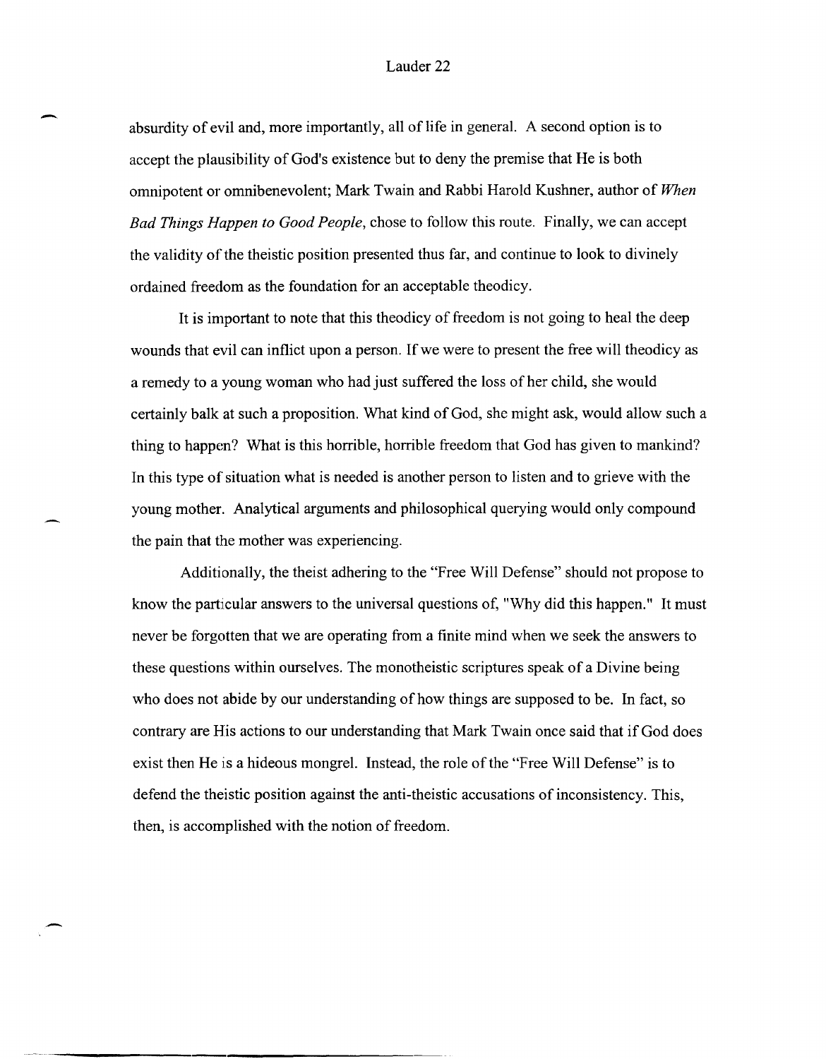absurdity of evil and, more importantly, all of life in general. A second option is to accept the plausibility of God's existence but to deny the premise that He is both omnipotent or omnibenevolent; Mark Twain and Rabbi Harold Kushner, author of *When Bad Things Happen to Good People*, chose to follow this route. Finally, we can accept the validity of the theistic position presented thus far, and continue to look to divinely ordained freedom as the foundation for an acceptable theodicy.

It is important to note that this theodicy of freedom is not going to heal the deep wounds that evil can inflict upon a person. If we were to present the free will theodicy as a remedy to a young woman who had just suffered the loss of her child, she would certainly balk at such a proposition. What kind of God, she might ask, would allow such a thing to happen? What is this horrible, horrible freedom that God has given to mankind? In this type of situation what is needed is another person to listen and to grieve with the young mother. Analytical arguments and philosophical querying would only compound the pain that the mother was experiencing.

Additionally, the theist adhering to the "Free Will Defense" should not propose to know the particular answers to the universal questions of, "Why did this happen." It must never be forgotten that we are operating from a finite mind when we seek the answers to these questions within ourselves. The monotheistic scriptures speak of a Divine being who does not abide by our understanding of how things are supposed to be. In fact, so contrary are His actions to our understanding that Mark Twain once said that if God does exist then He is a hideous mongrel. Instead, the role of the "Free Will Defense" is to defend the theistic position against the anti-theistic accusations of inconsistency. This, then, is accomplished with the notion of freedom.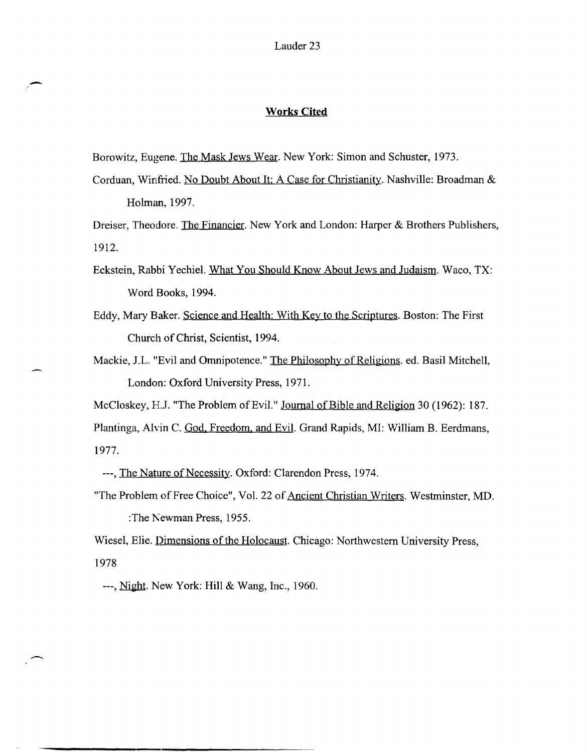## Works Cited

Borowitz, Eugene. The Mask Jews Wear. New York: Simon and Schuster, 1973.

Corduan, Winfried. No Doubt About It: A Case for Christianity. Nashville: Broadman & Holman, 1997.

Dreiser, Theodore. The Financier. New York and London: Harper & Brothers Publishers, 1912.

Eckstein, Rabbi Yechiel. What You Should Know About Jews and Judaism. Waco, TX: Word Books, 1994.

Eddy, Mary Baker. Science and Health: With Key to the Scriptures. Boston: The First Church of Christ, Scientist, 1994.

Mackie, J.L. "Evil and Omnipotence." The Philosophy of Religions. ed. Basil Mitchell, London: Oxford University Press, 1971.

McCloskey, H.J. "The Problem of Evil." Journal of Bible and Religion 30 (1962): 187.

Plantinga, Alvin C. God, Freedom, and Evil. Grand Rapids, MI: William B. Eerdmans, 1977.

---, The Nature of Necessity. Oxford: Clarendon Press, 1974.

"The Problem of Free Choice", Vol. 22 of Ancient Christian Writers. Westminster, MD. :The Newman Press, 1955.

Wiesel, Elie. Dimensions of the Holocaust. Chicago: Northwestern University Press, 1978

---, Night. New York: Hill & Wang, Inc., 1960.